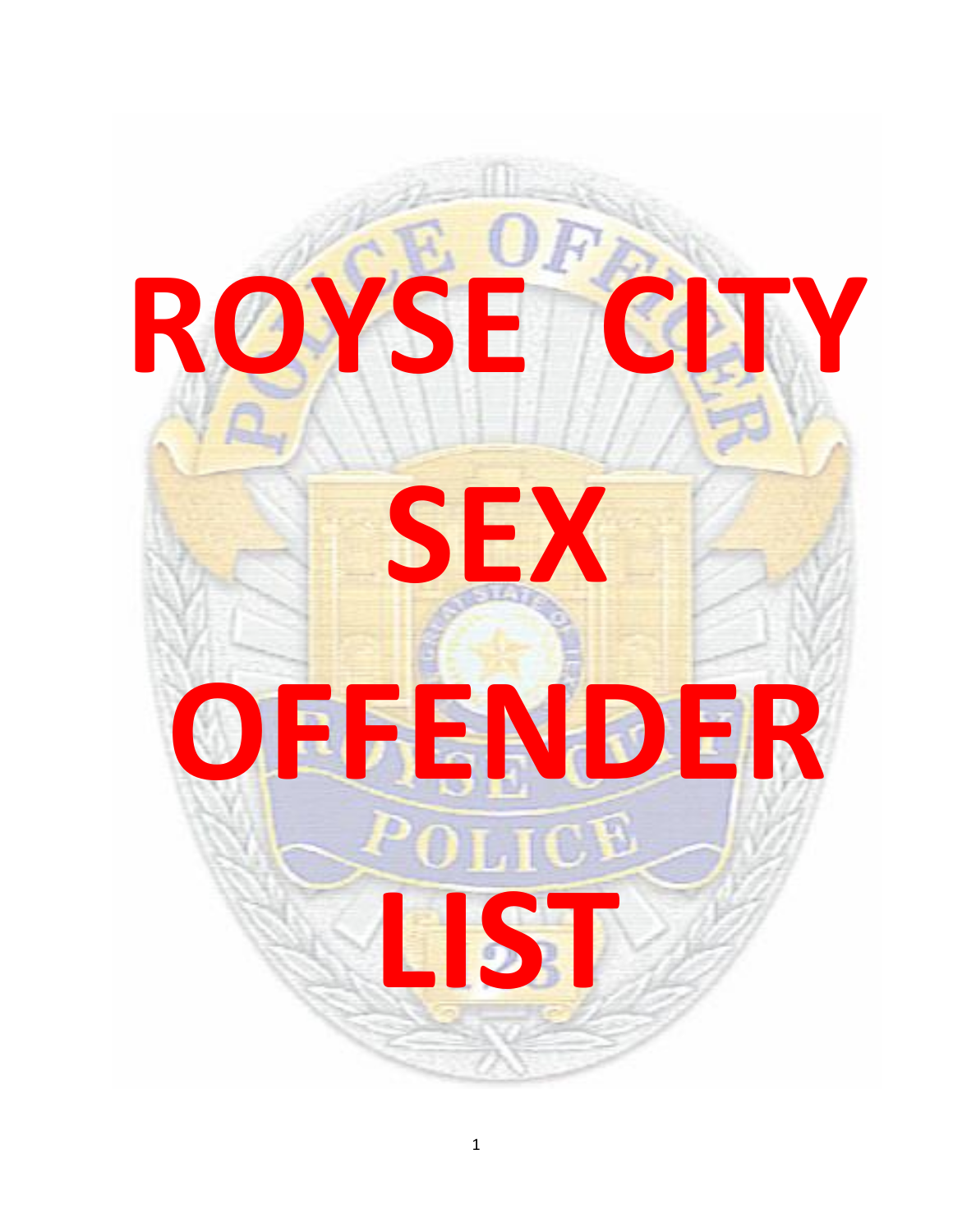# ROYSE CITY SEX OFFENDER LIST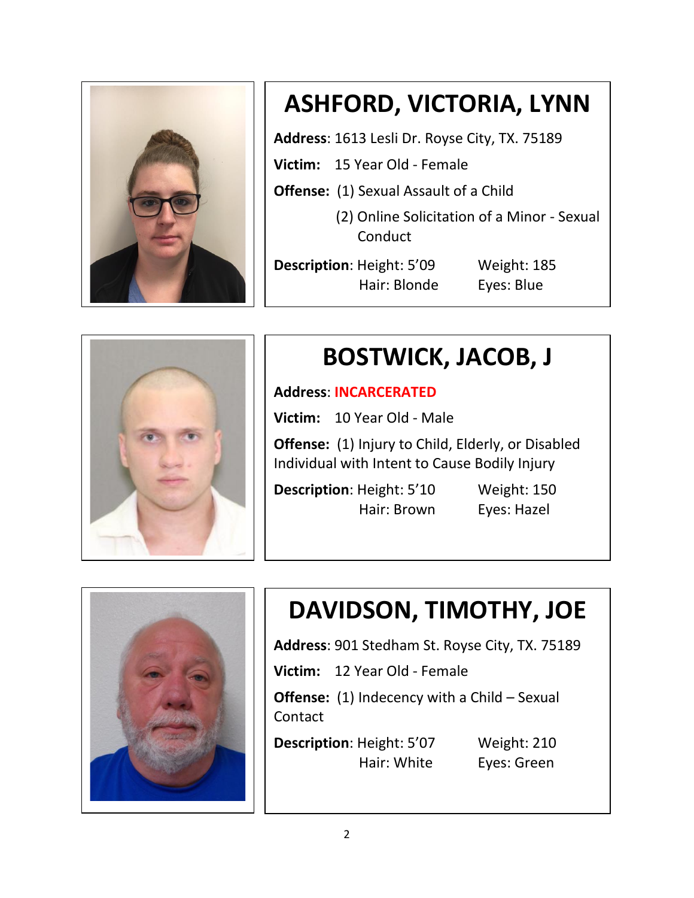## ASHFORD, VICTORIA, LYNN

**Address**: 1613 Lesli Dr. Royse City, TX. 75189

**Victim:** 15 Year Old - Female

**Offense:** (1) Sexual Assault of a Child

(2) Online Solicitation of a Minor - Sexual Conduct

**Description**: Height: 5'09 Weight: 185
Hair: Blonde Eyes: Blue

## BOSTWICK, JACOB, J

**Address**: INCARCERATED

**Victim:** 10 Year Old - Male

**Offense:** (1) Injury to Child, Elderly, or Disabled Individual with Intent to Cause Bodily Injury

**Description**: Height: 5'10 Weight: 150
Hair: Brown Eyes: Hazel

## DAVIDSON, TIMOTHY, JOE

**Address**: 901 Stedham St. Royse City, TX. 75189

**Victim:** 12 Year Old - Female

**Offense:** (1) Indecency with a Child – Sexual Contact

**Description**: Height: 5'07 Weight: 210
Hair: White Eyes: Green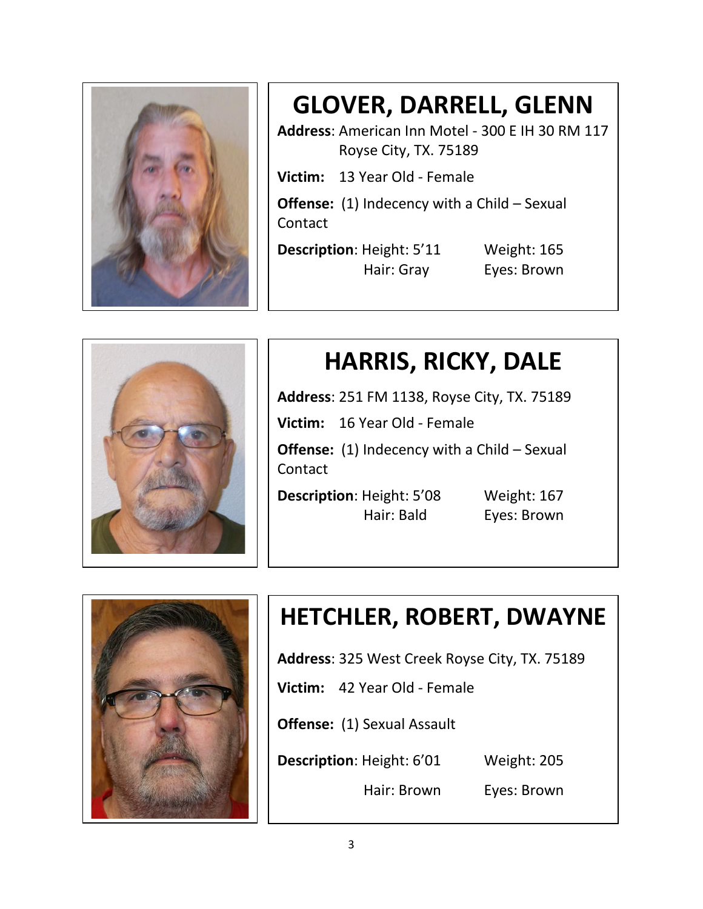## GLOVER, DARRELL, GLENN

**Address**: American Inn Motel - 300 E IH 30 RM 117 Royse City, TX. 75189

**Victim:** 13 Year Old - Female

**Offense:** (1) Indecency with a Child – Sexual Contact

**Description**: Height: 5'11 Weight: 165
Hair: Gray Eyes: Brown

## HARRIS, RICKY, DALE

**Address**: 251 FM 1138, Royse City, TX. 75189

**Victim:** 16 Year Old - Female

**Offense:** (1) Indecency with a Child – Sexual Contact

**Description**: Height: 5'08 Weight: 167
Hair: Bald Eyes: Brown

## HETCHLER, ROBERT, DWAYNE

**Address**: 325 West Creek Royse City, TX. 75189

**Victim:** 42 Year Old - Female

**Offense:** (1) Sexual Assault

**Description**: Height: 6'01 Weight: 205
Hair: Brown Eyes: Brown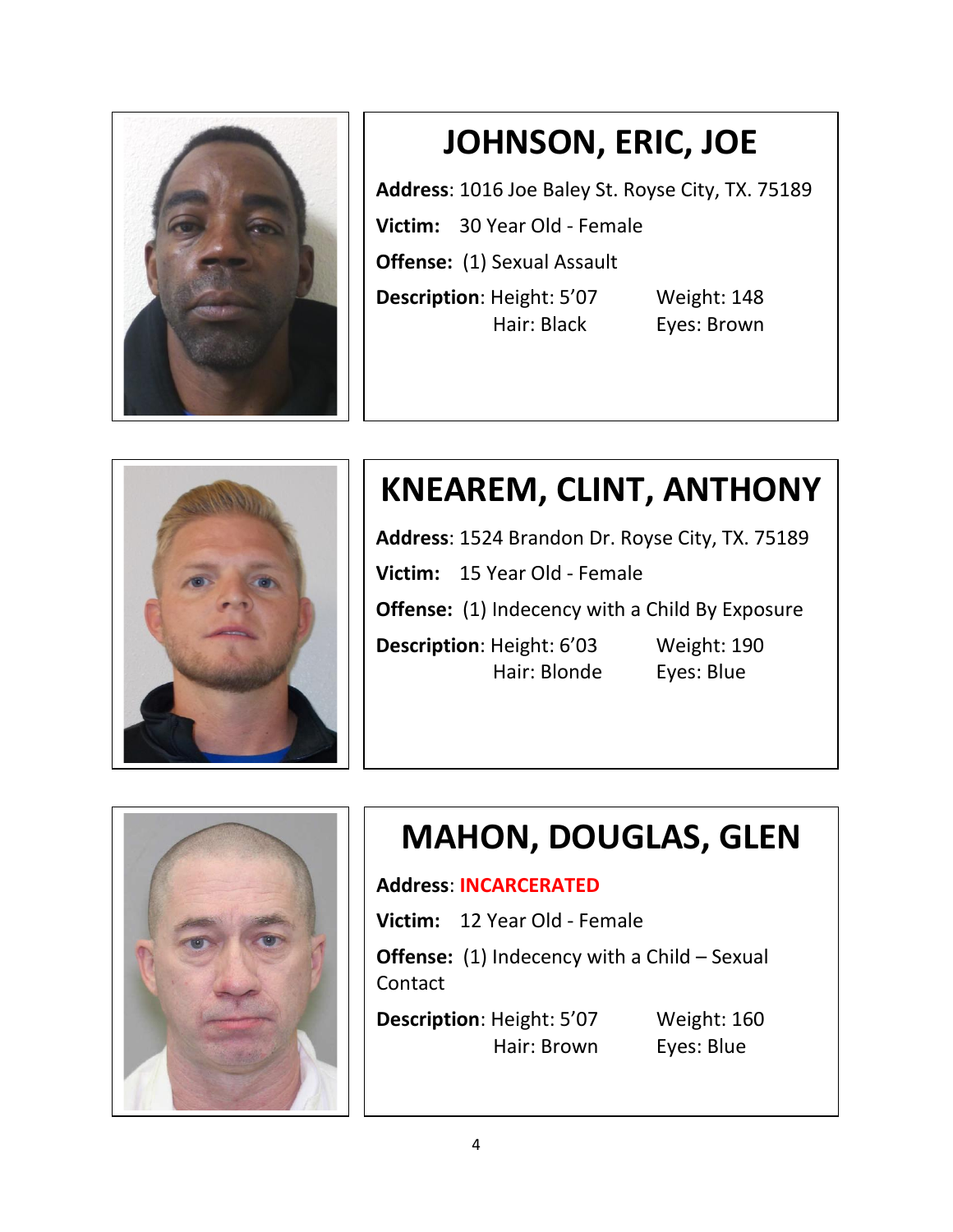## JOHNSON, ERIC, JOE

**Address**: 1016 Joe Baley St. Royse City, TX. 75189

**Victim:** 30 Year Old - Female

**Offense:** (1) Sexual Assault

**Description**: Height: 5'07 Weight: 148
Hair: Black Eyes: Brown

## KNEAREM, CLINT, ANTHONY

**Address**: 1524 Brandon Dr. Royse City, TX. 75189

**Victim:** 15 Year Old - Female

**Offense:** (1) Indecency with a Child By Exposure

**Description**: Height: 6'03 Weight: 190
Hair: Blonde Eyes: Blue

## MAHON, DOUGLAS, GLEN

**Address**: **INCARCERATED**

**Victim:** 12 Year Old - Female

**Offense:** (1) Indecency with a Child – Sexual Contact

**Description**: Height: 5'07 Weight: 160
Hair: Brown Eyes: Blue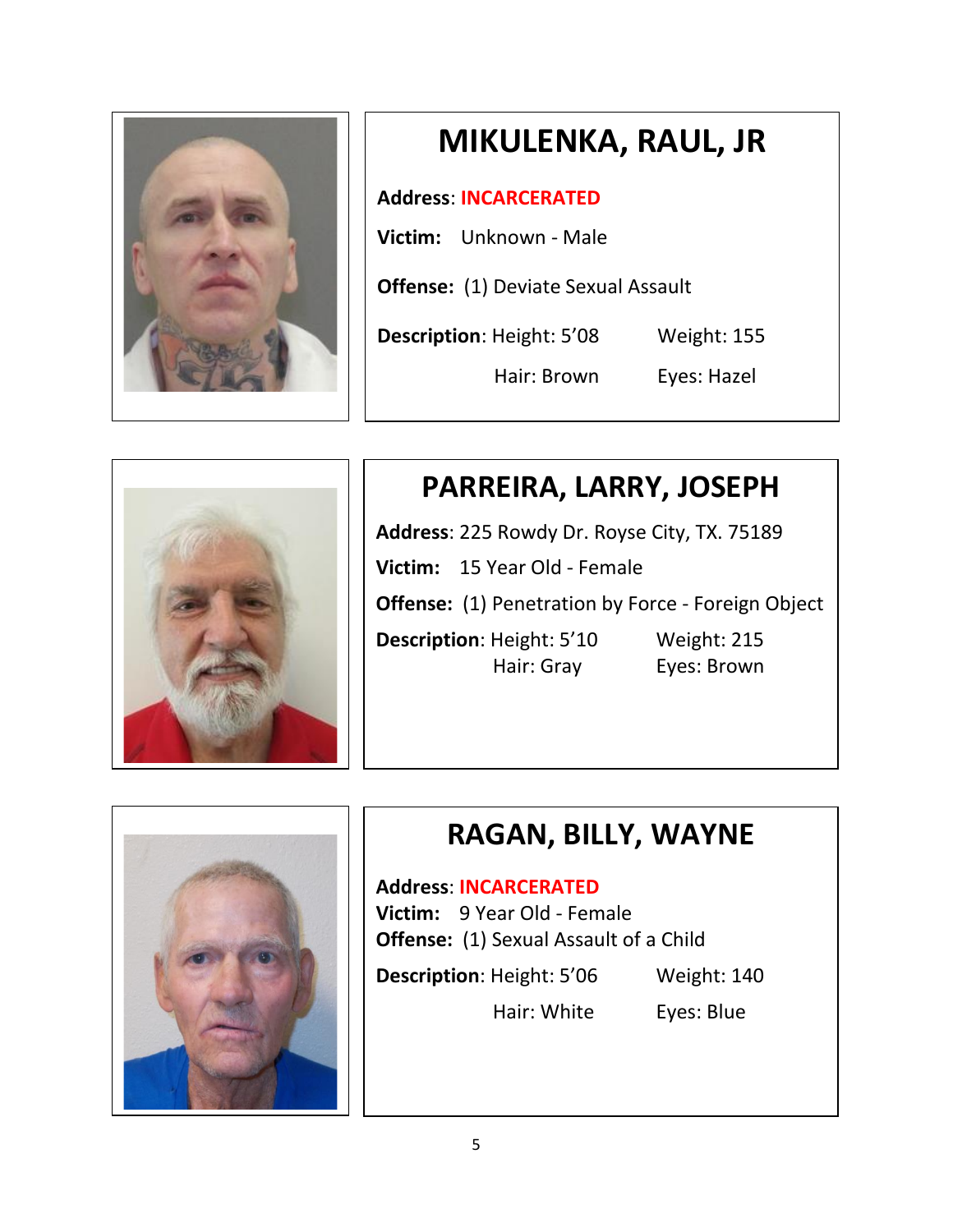## MIKULENKA, RAUL, JR

**Address**: INCARCERATED

**Victim:** Unknown - Male

**Offense:** (1) Deviate Sexual Assault

**Description**: Height: 5'08 Weight: 155

Hair: Brown Eyes: Hazel

## PARREIRA, LARRY, JOSEPH

**Address**: 225 Rowdy Dr. Royse City, TX. 75189

**Victim:** 15 Year Old - Female

**Offense:** (1) Penetration by Force - Foreign Object

**Description**: Height: 5'10 Weight: 215

Hair: Gray Eyes: Brown

## RAGAN, BILLY, WAYNE

**Address**: INCARCERATED

**Victim:** 9 Year Old - Female

**Offense:** (1) Sexual Assault of a Child

**Description**: Height: 5'06 Weight: 140

Hair: White Eyes: Blue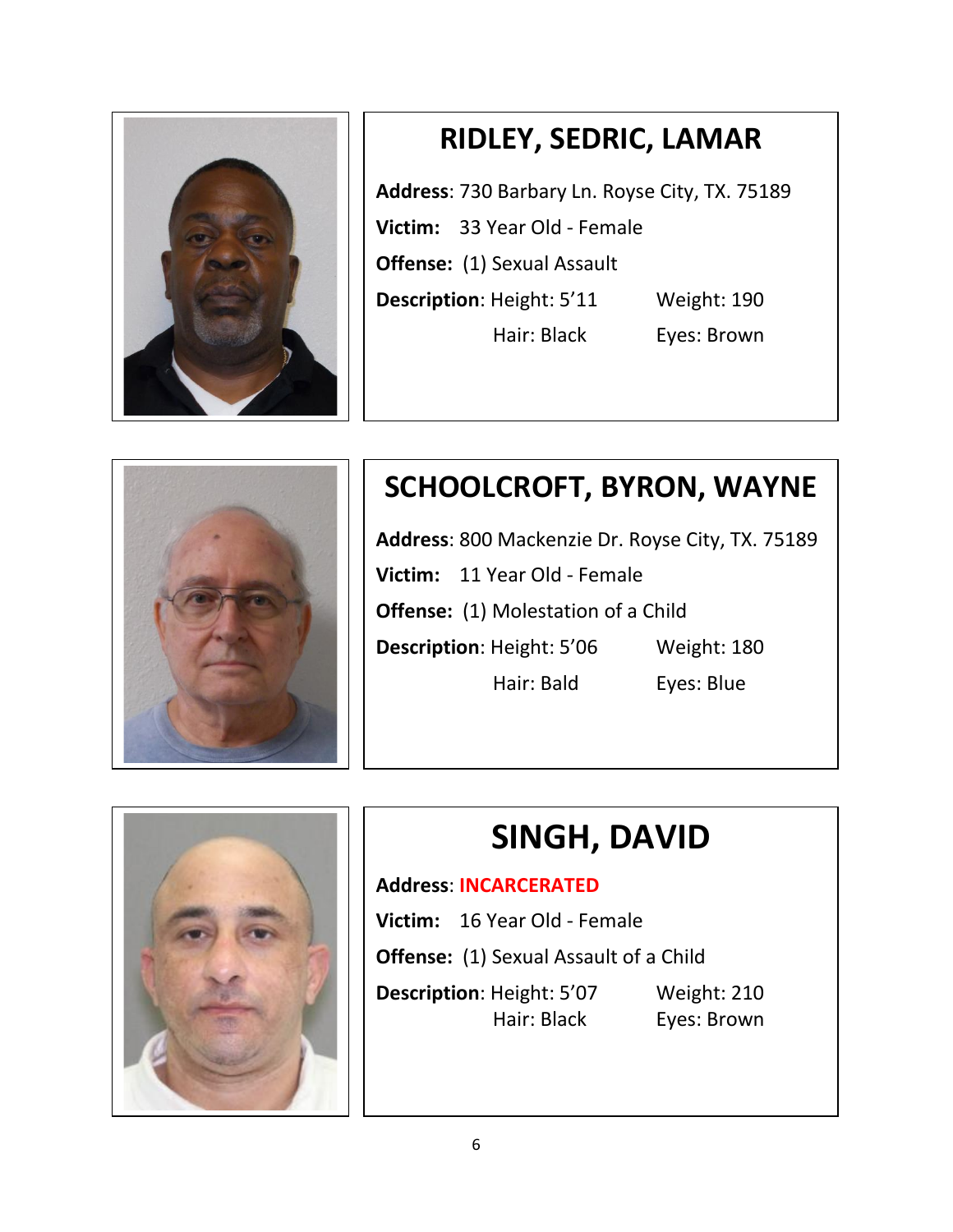## RIDLEY, SEDRIC, LAMAR

**Address**: 730 Barbary Ln. Royse City, TX. 75189

**Victim:** 33 Year Old - Female

**Offense:** (1) Sexual Assault

**Description**: Height: 5'11 Weight: 190

Hair: Black Eyes: Brown

## SCHOOLCROFT, BYRON, WAYNE

**Address**: 800 Mackenzie Dr. Royse City, TX. 75189

**Victim:** 11 Year Old - Female

**Offense:** (1) Molestation of a Child

**Description**: Height: 5'06 Weight: 180

Hair: Bald Eyes: Blue

## SINGH, DAVID

**Address**: INCARCERATED

**Victim:** 16 Year Old - Female

**Offense:** (1) Sexual Assault of a Child

**Description**: Height: 5'07 Weight: 210

Hair: Black Eyes: Brown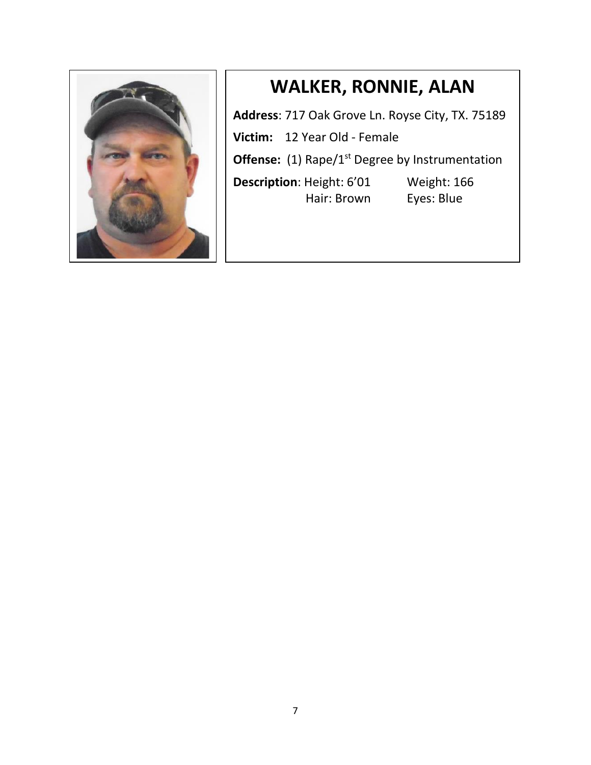# WALKER, RONNIE, ALAN

**Address**: 717 Oak Grove Ln. Royse City, TX. 75189

**Victim:** 12 Year Old - Female

**Offense:** (1) Rape/1st Degree by Instrumentation

**Description**: Height: 6'01 Weight: 166
Hair: Brown Eyes: Blue